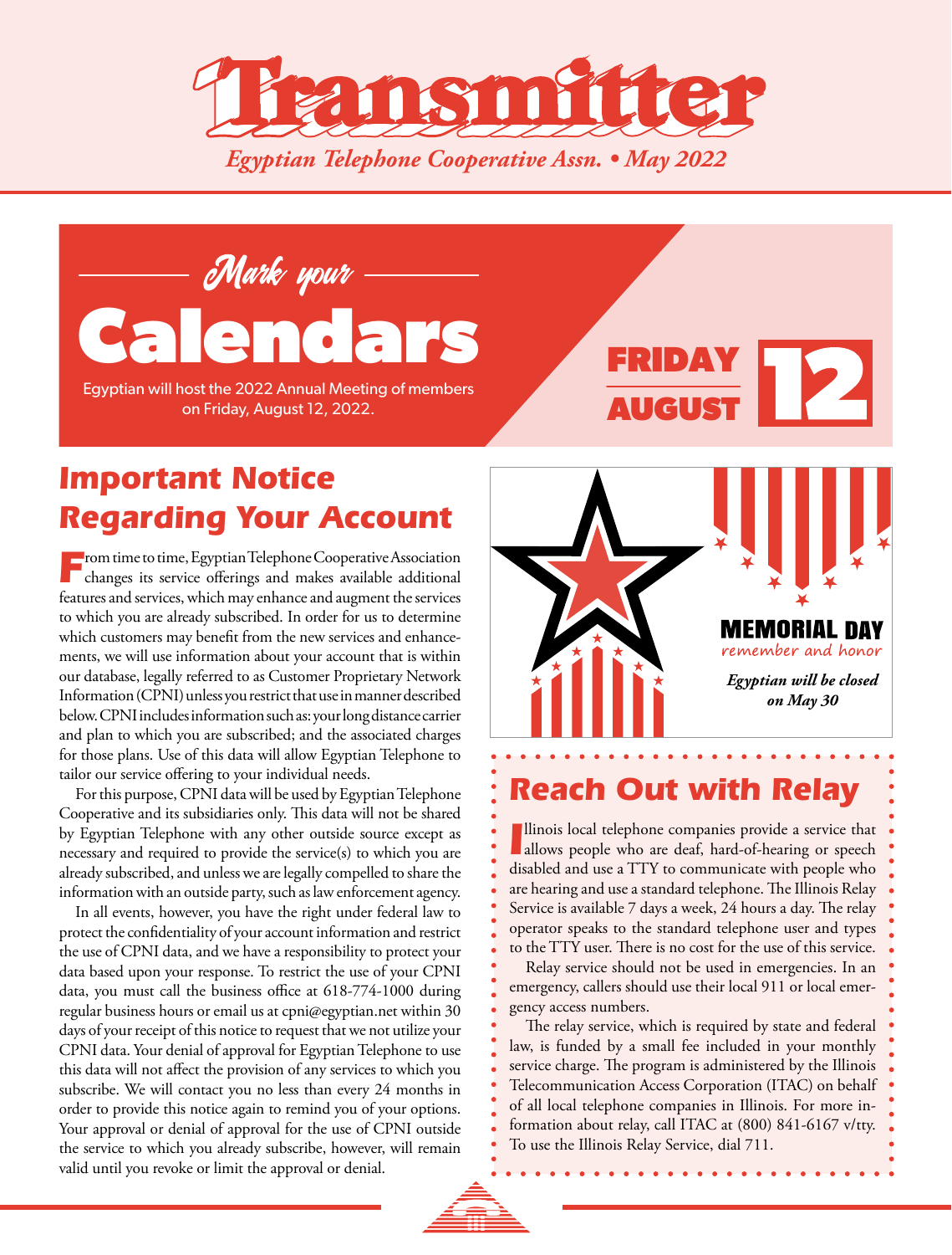# Transmitter

*Egyptian Telephone Cooperative Assn. • May 2022*

## Mark your Calendars

Egyptian will host the 2022 Annual Meeting of members on Friday, August 12, 2022.

FRIDAY AUGUST 12

## Important Notice Regarding Your Account

From time to time, Egyptian Telephone Cooperative Association changes its service offerings and makes available additional features and services, which may enhance and augment the services to which you are already subscribed. In order for us to determine which customers may benefit from the new services and enhancements, we will use information about your account that is within our database, legally referred to as Customer Proprietary Network Information (CPNI) unless you restrict that use in manner described below. CPNI includes information such as: your long distance carrier and plan to which you are subscribed; and the associated charges for those plans. Use of this data will allow Egyptian Telephone to tailor our service offering to your individual needs.

For this purpose, CPNI data will be used by Egyptian Telephone Cooperative and its subsidiaries only. This data will not be shared by Egyptian Telephone with any other outside source except as necessary and required to provide the service(s) to which you are already subscribed, and unless we are legally compelled to share the information with an outside party, such as law enforcement agency.

In all events, however, you have the right under federal law to protect the confidentiality of your account information and restrict the use of CPNI data, and we have a responsibility to protect your data based upon your response. To restrict the use of your CPNI data, you must call the business office at 618-774-1000 during regular business hours or email us at cpni@egyptian.net within 30 days of your receipt of this notice to request that we not utilize your CPNI data. Your denial of approval for Egyptian Telephone to use this data will not affect the provision of any services to which you subscribe. We will contact you no less than every 24 months in order to provide this notice again to remind you of your options. Your approval or denial of approval for the use of CPNI outside the service to which you already subscribe, however, will remain valid until you revoke or limit the approval or denial.

**MEMORIAL DAY**
remember and honor

***Egyptian will be closed on May 30***

## Reach Out with Relay

Illinois local telephone companies provide a service that allows people who are deaf, hard-of-hearing or speech disabled and use a TTY to communicate with people who are hearing and use a standard telephone. The Illinois Relay Service is available 7 days a week, 24 hours a day. The relay operator speaks to the standard telephone user and types to the TTY user. There is no cost for the use of this service.

Relay service should not be used in emergencies. In an emergency, callers should use their local 911 or local emergency access numbers.

The relay service, which is required by state and federal law, is funded by a small fee included in your monthly service charge. The program is administered by the Illinois Telecommunication Access Corporation (ITAC) on behalf of all local telephone companies in Illinois. For more information about relay, call ITAC at (800) 841-6167 v/tty. To use the Illinois Relay Service, dial 711.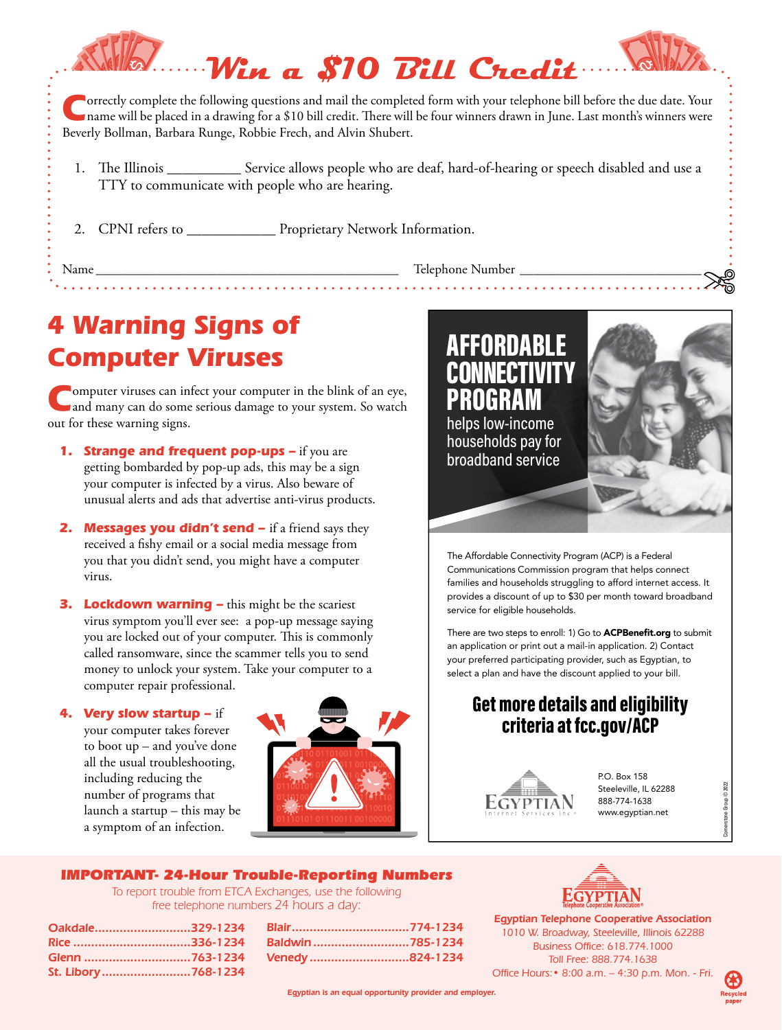# Win a $10 Bill Credit

Correctly complete the following questions and mail the completed form with your telephone bill before the due date. Your name will be placed in a drawing for a $10 bill credit. There will be four winners drawn in June. Last month's winners were Beverly Bollman, Barbara Runge, Robbie Frech, and Alvin Shubert.

1. The Illinois __________ Service allows people who are deaf, hard-of-hearing or speech disabled and use a TTY to communicate with people who are hearing.

2. CPNI refers to ____________ Proprietary Network Information.

Name ____________________________________________ Telephone Number __________________________

# 4 Warning Signs of Computer Viruses

Computer viruses can infect your computer in the blink of an eye, and many can do some serious damage to your system. So watch out for these warning signs.

1. **Strange and frequent pop-ups –** if you are getting bombarded by pop-up ads, this may be a sign your computer is infected by a virus. Also beware of unusual alerts and ads that advertise anti-virus products.

2. **Messages you didn't send –** if a friend says they received a fishy email or a social media message from you that you didn't send, you might have a computer virus.

3. **Lockdown warning –** this might be the scariest virus symptom you'll ever see: a pop-up message saying you are locked out of your computer. This is commonly called ransomware, since the scammer tells you to send money to unlock your system. Take your computer to a computer repair professional.

4. **Very slow startup –** if your computer takes forever to boot up – and you've done all the usual troubleshooting, including reducing the number of programs that launch a startup – this may be a symptom of an infection.

# AFFORDABLE CONNECTIVITY PROGRAM

helps low-income households pay for broadband service

The Affordable Connectivity Program (ACP) is a Federal Communications Commission program that helps connect families and households struggling to afford internet access. It provides a discount of up to $30 per month toward broadband service for eligible households.

There are two steps to enroll: 1) Go to **ACPBenefit.org** to submit an application or print out a mail-in application. 2) Contact your preferred participating provider, such as Egyptian, to select a plan and have the discount applied to your bill.

## Get more details and eligibility criteria at fcc.gov/ACP

EGYPTIAN Internet Services Inc.

P.O. Box 158
Steeleville, IL 62288
888-774-1638
www.egyptian.net

Cornerstone Group © 2022

## IMPORTANT- 24-Hour Trouble-Reporting Numbers

To report trouble from ETCA Exchanges, use the following free telephone numbers 24 hours a day:

| | | | |
|---|---|---|---|
| Oakdale | 329-1234 | Blair | 774-1234 |
| Rice | 336-1234 | Baldwin | 785-1234 |
| Glenn | 763-1234 | Venedy | 824-1234 |
| St. Libory | 768-1234 | | |

**Egyptian Telephone Cooperative Association**
1010 W. Broadway, Steeleville, Illinois 62288
Business Office: 618.774.1000
Toll Free: 888.774.1638
Office Hours: 8:00 a.m. – 4:30 p.m. Mon. - Fri.

Egyptian is an equal opportunity provider and employer.

Recycled paper